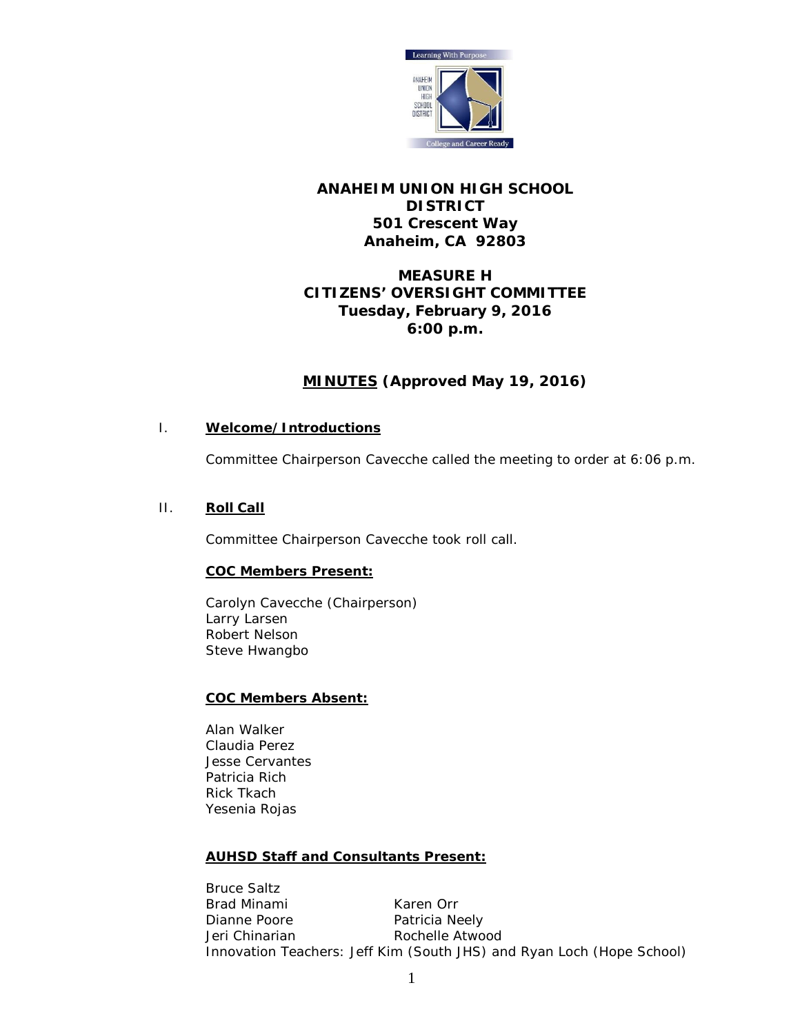# ANANAHEIM UNION HIGH SCHOOL DISTRICT

**501 Crescent Way**
**Anaheim, CA 92803**

## MEASURE H CITIZENS' OVERSIGHT COMMITTEE

**Tuesday, February 9, 2016**
**6:00 p.m.**

## MINUTES (Approved May 19, 2016)

### I. Welcome/Introductions

Committee Chairperson Cavecche called the meeting to order at 6:06 p.m.

### II. Roll Call

Committee Chairperson Cavecche took roll call.

**COC Members Present:**

Carolyn Cavecche (Chairperson)
Larry Larsen
Robert Nelson
Steve Hwangbo

**COC Members Absent:**

Alan Walker
Claudia Perez
Jesse Cervantes
Patricia Rich
Rick Tkach
Yesenia Rojas

**AUHSD Staff and Consultants Present:**

Bruce Saltz
Brad Minami
Karen Orr
Dianne Poore
Patricia Neely
Jeri Chinarian
Rochelle Atwood
Innovation Teachers: Jeff Kim (South JHS) and Ryan Loch (Hope School)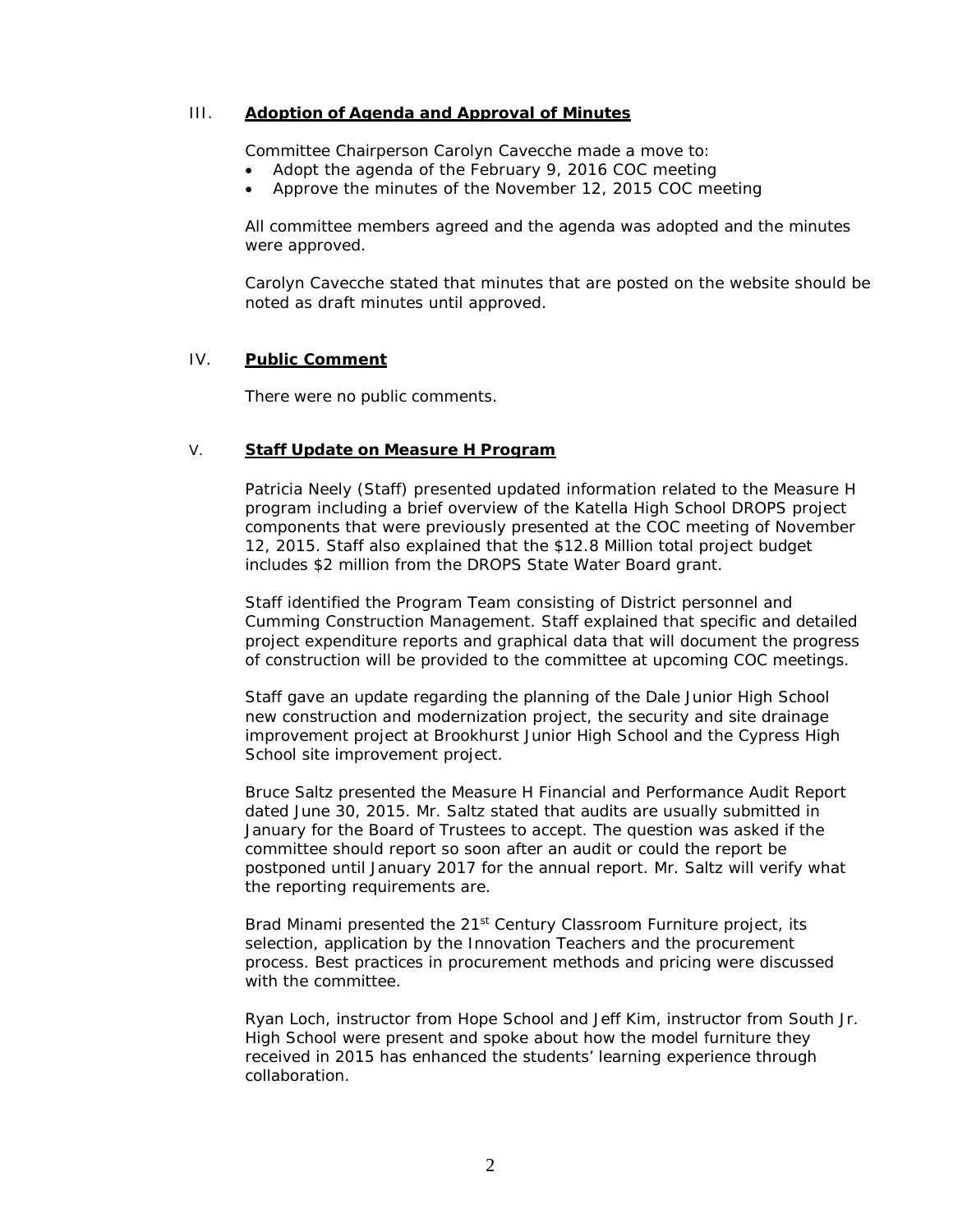## III. Adoption of Agenda and Approval of Minutes

Committee Chairperson Carolyn Cavecche made a move to:

- Adopt the agenda of the February 9, 2016 COC meeting
- Approve the minutes of the November 12, 2015 COC meeting

All committee members agreed and the agenda was adopted and the minutes were approved.

Carolyn Cavecche stated that minutes that are posted on the website should be noted as draft minutes until approved.

## IV. Public Comment

There were no public comments.

## V. Staff Update on Measure H Program

Patricia Neely (Staff) presented updated information related to the Measure H program including a brief overview of the Katella High School DROPS project components that were previously presented at the COC meeting of November 12, 2015. Staff also explained that the $12.8 Million total project budget includes $2 million from the DROPS State Water Board grant.

Staff identified the Program Team consisting of District personnel and Cumming Construction Management. Staff explained that specific and detailed project expenditure reports and graphical data that will document the progress of construction will be provided to the committee at upcoming COC meetings.

Staff gave an update regarding the planning of the Dale Junior High School new construction and modernization project, the security and site drainage improvement project at Brookhurst Junior High School and the Cypress High School site improvement project.

Bruce Saltz presented the Measure H Financial and Performance Audit Report dated June 30, 2015. Mr. Saltz stated that audits are usually submitted in January for the Board of Trustees to accept. The question was asked if the committee should report so soon after an audit or could the report be postponed until January 2017 for the annual report. Mr. Saltz will verify what the reporting requirements are.

Brad Minami presented the 21st Century Classroom Furniture project, its selection, application by the Innovation Teachers and the procurement process. Best practices in procurement methods and pricing were discussed with the committee.

Ryan Loch, instructor from Hope School and Jeff Kim, instructor from South Jr. High School were present and spoke about how the model furniture they received in 2015 has enhanced the students' learning experience through collaboration.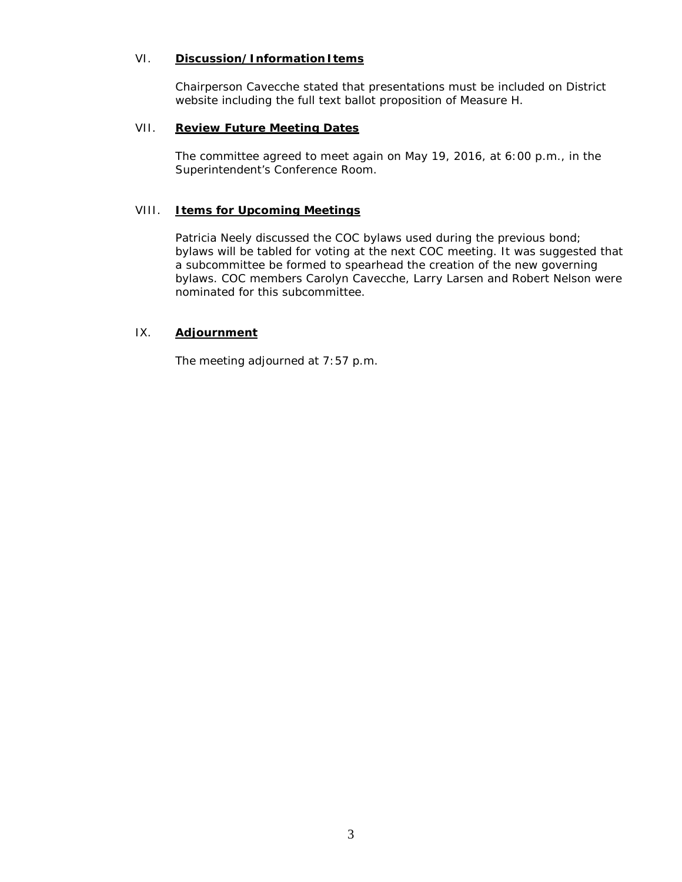## VI. **Discussion/Information Items**

Chairperson Cavecche stated that presentations must be included on District website including the full text ballot proposition of Measure H.

## VII. **Review Future Meeting Dates**

The committee agreed to meet again on May 19, 2016, at 6:00 p.m., in the Superintendent's Conference Room.

## VIII. **Items for Upcoming Meetings**

Patricia Neely discussed the COC bylaws used during the previous bond; bylaws will be tabled for voting at the next COC meeting. It was suggested that a subcommittee be formed to spearhead the creation of the new governing bylaws. COC members Carolyn Cavecche, Larry Larsen and Robert Nelson were nominated for this subcommittee.

## IX. **Adjournment**

The meeting adjourned at 7:57 p.m.